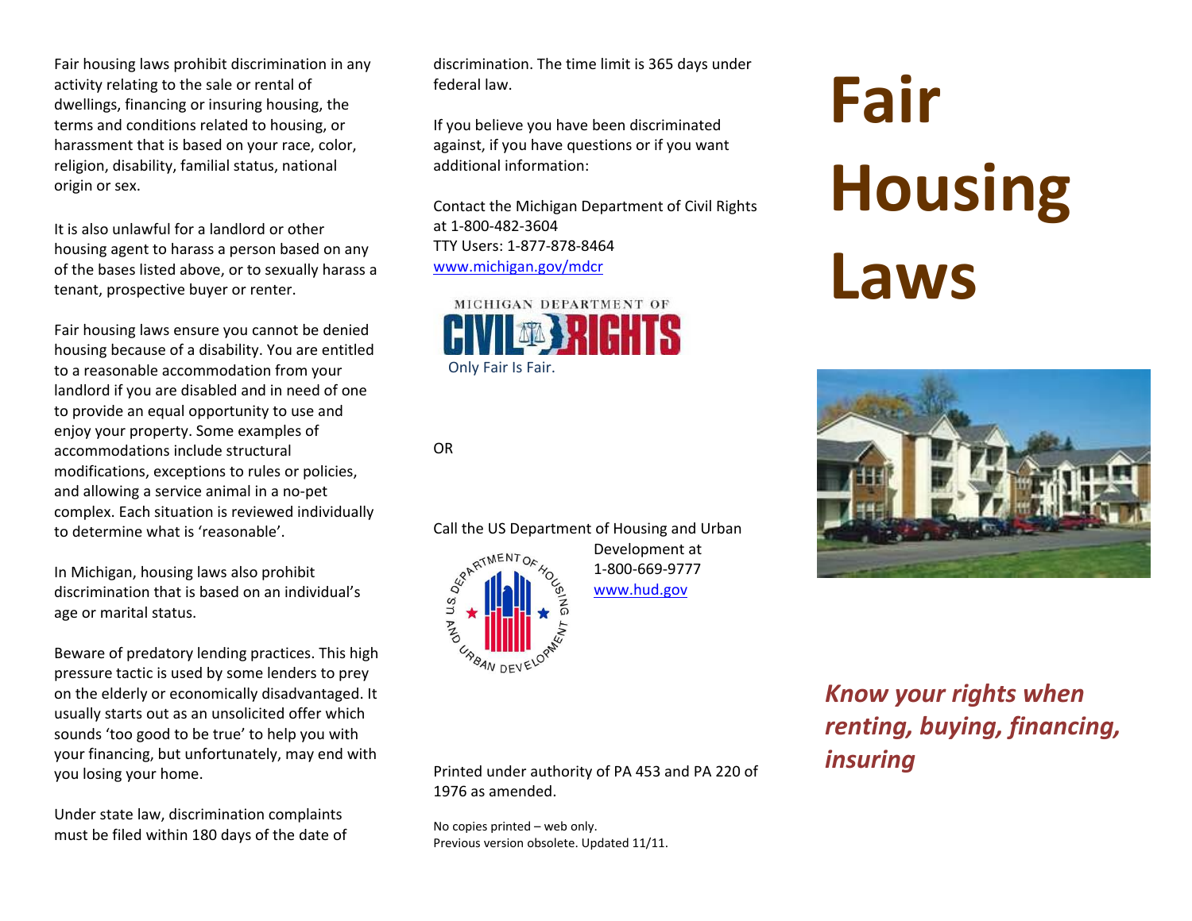# Fair Housing Laws

***Know your rights when renting, buying, financing, insuring***

Fair housing laws prohibit discrimination in any activity relating to the sale or rental of dwellings, financing or insuring housing, the terms and conditions related to housing, or harassment that is based on your race, color, religion, disability, familial status, national origin or sex.

It is also unlawful for a landlord or other housing agent to harass a person based on any of the bases listed above, or to sexually harass a tenant, prospective buyer or renter.

Fair housing laws ensure you cannot be denied housing because of a disability. You are entitled to a reasonable accommodation from your landlord if you are disabled and in need of one to provide an equal opportunity to use and enjoy your property. Some examples of accommodations include structural modifications, exceptions to rules or policies, and allowing a service animal in a no-pet complex. Each situation is reviewed individually to determine what is 'reasonable'.

In Michigan, housing laws also prohibit discrimination that is based on an individual's age or marital status.

Beware of predatory lending practices. This high pressure tactic is used by some lenders to prey on the elderly or economically disadvantaged. It usually starts out as an unsolicited offer which sounds 'too good to be true' to help you with your financing, but unfortunately, may end with you losing your home.

Under state law, discrimination complaints must be filed within 180 days of the date of discrimination. The time limit is 365 days under federal law.

If you believe you have been discriminated against, if you have questions or if you want additional information:

Contact the Michigan Department of Civil Rights at 1-800-482-3604
TTY Users: 1-877-878-8464
www.michigan.gov/mdcr

MICHIGAN DEPARTMENT OF CIVIL RIGHTS
Only Fair Is Fair.

OR

Call the US Department of Housing and Urban Development at
1-800-669-9777
www.hud.gov

Printed under authority of PA 453 and PA 220 of 1976 as amended.

No copies printed – web only.
Previous version obsolete. Updated 11/11.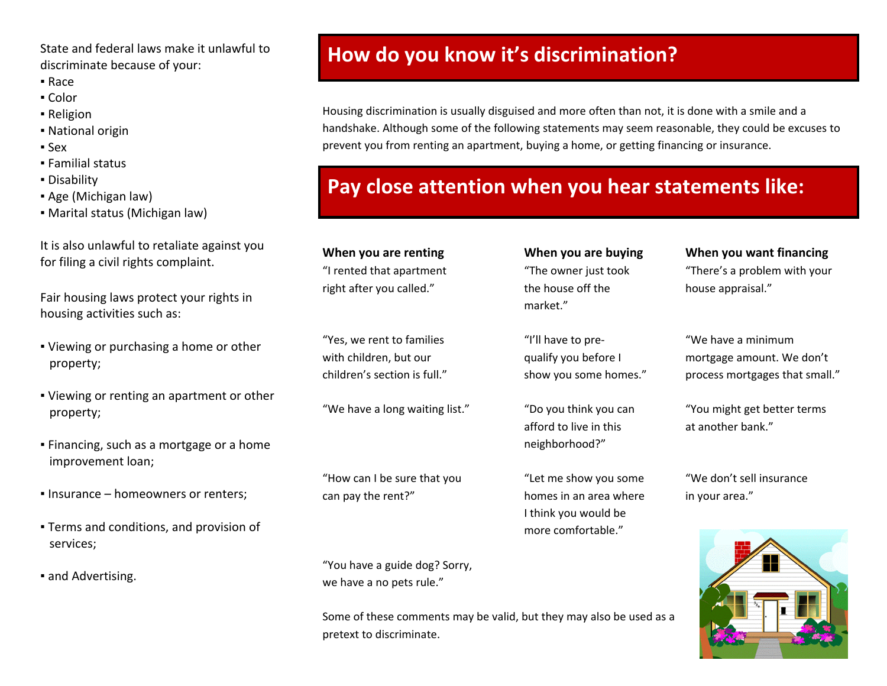State and federal laws make it unlawful to discriminate because of your:

- Race
- Color
- Religion
- National origin
- Sex
- Familial status
- Disability
- Age (Michigan law)
- Marital status (Michigan law)

It is also unlawful to retaliate against you for filing a civil rights complaint.

Fair housing laws protect your rights in housing activities such as:

- Viewing or purchasing a home or other property;
- Viewing or renting an apartment or other property;
- Financing, such as a mortgage or a home improvement loan;
- Insurance – homeowners or renters;
- Terms and conditions, and provision of services;
- and Advertising.

## How do you know it's discrimination?

Housing discrimination is usually disguised and more often than not, it is done with a smile and a handshake. Although some of the following statements may seem reasonable, they could be excuses to prevent you from renting an apartment, buying a home, or getting financing or insurance.

## Pay close attention when you hear statements like:

**When you are renting**

"I rented that apartment right after you called."

"Yes, we rent to families with children, but our children's section is full."

"We have a long waiting list."

"How can I be sure that you can pay the rent?"

"You have a guide dog? Sorry, we have a no pets rule."

**When you are buying**

"The owner just took the house off the market."

"I'll have to pre-qualify you before I show you some homes."

"Do you think you can afford to live in this neighborhood?"

"Let me show you some homes in an area where I think you would be more comfortable."

**When you want financing**

"There's a problem with your house appraisal."

"We have a minimum mortgage amount. We don't process mortgages that small."

"You might get better terms at another bank."

"We don't sell insurance in your area."

Some of these comments may be valid, but they may also be used as a pretext to discriminate.